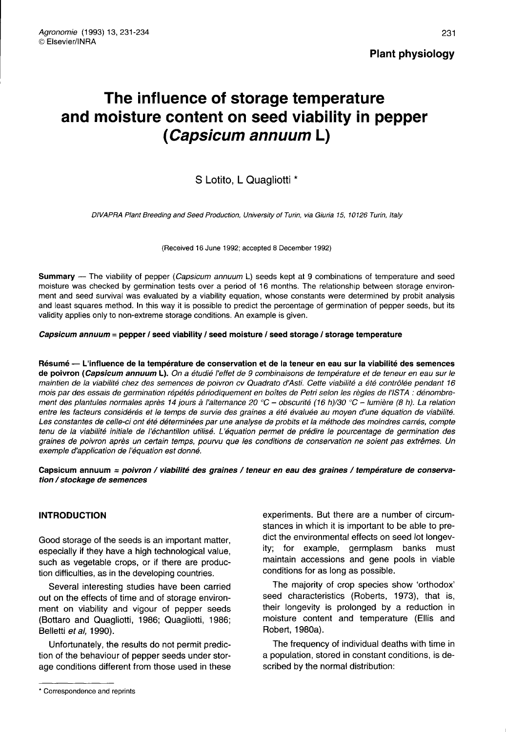Plant physiology

# The influence of storage temperature and moisture content on seed viability in pepper (*Capsicum annuum* L)

S Lotito, L Quagliotti *

*DIVAPRA Plant Breeding and Seed Production, University of Turin, via Giuria 15, 10126 Turin, Italy*

(Received 16 June 1992; accepted 8 December 1992)

**Summary** — The viability of pepper (*Capsicum annuum* L) seeds kept at 9 combinations of temperature and seed moisture was checked by germination tests over a period of 16 months. The relationship between storage environment and seed survival was evaluated by a viability equation, whose constants were determined by probit analysis and least squares method. In this way it is possible to predict the percentage of germination of pepper seeds, but its validity applies only to non-extreme storage conditions. An example is given.

***Capsicum annuum*** **= pepper / seed viability / seed moisture / seed storage / storage temperature**

**Résumé — L'influence de la température de conservation et de la teneur en eau sur la viabilité des semences de poivron (*Capsicum annuum* L).** *On a étudié l'effet de 9 combinaisons de température et de teneur en eau sur le maintien de la viabilité chez des semences de poivron cv Quadrato d'Asti. Cette viabilité a été contrôlée pendant 16 mois par des essais de germination répétés périodiquement en boîtes de Petri selon les règles de l'ISTA : dénombrement des plantules normales après 14 jours à l'alternance 20 °C – obscurité (16 h)/30 °C – lumière (8 h). La relation entre les facteurs considérés et le temps de survie des graines a été évaluée au moyen d'une équation de viabilité. Les constantes de celle-ci ont été déterminées par une analyse de probits et la méthode des moindres carrés, compte tenu de la viabilité initiale de l'échantillon utilisé. L'équation permet de prédire le pourcentage de germination des graines de poivron après un certain temps, pourvu que les conditions de conservation ne soient pas extrêmes. Un exemple d'application de l'équation est donné.*

**Capsicum annuum** = ***poivron / viabilité des graines / teneur en eau des graines / température de conservation / stockage de semences***

## INTRODUCTION

Good storage of the seeds is an important matter, especially if they have a high technological value, such as vegetable crops, or if there are production difficulties, as in the developing countries.

Several interesting studies have been carried out on the effects of time and of storage environment on viability and vigour of pepper seeds (Bottaro and Quagliotti, 1986; Quagliotti, 1986; Belletti *et al*, 1990).

Unfortunately, the results do not permit prediction of the behaviour of pepper seeds under storage conditions different from those used in these experiments. But there are a number of circumstances in which it is important to be able to predict the environmental effects on seed lot longevity; for example, germplasm banks must maintain accessions and gene pools in viable conditions for as long as possible.

The majority of crop species show 'orthodox' seed characteristics (Roberts, 1973), that is, their longevity is prolonged by a reduction in moisture content and temperature (Ellis and Robert, 1980a).

The frequency of individual deaths with time in a population, stored in constant conditions, is described by the normal distribution:

* Correspondence and reprints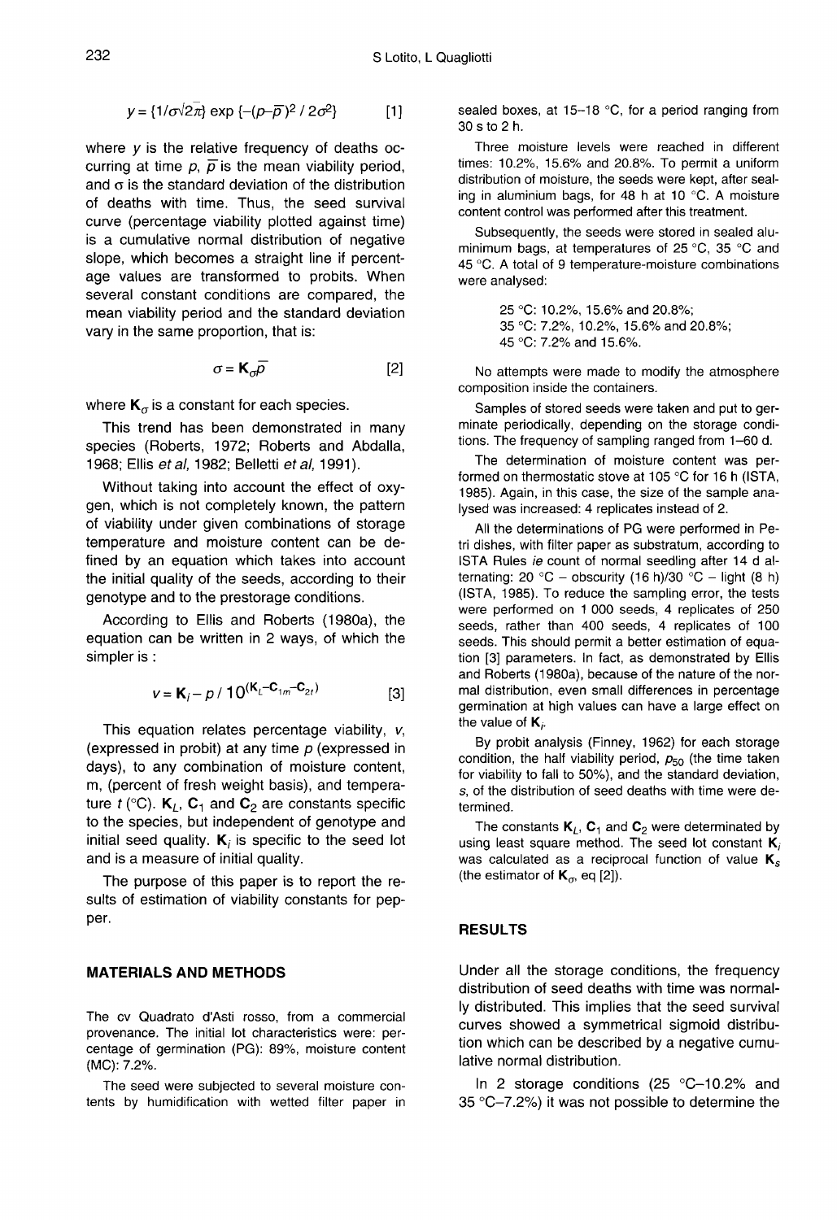$$y = \{1/\sigma\sqrt{2\pi}\} \exp\{-(p-\bar{p})^2 / 2\sigma^2\} \quad [1]$$

where $y$ is the relative frequency of deaths occurring at time $p$, $\bar{p}$ is the mean viability period, and $\sigma$ is the standard deviation of the distribution of deaths with time. Thus, the seed survival curve (percentage viability plotted against time) is a cumulative normal distribution of negative slope, which becomes a straight line if percentage values are transformed to probits. When several constant conditions are compared, the mean viability period and the standard deviation vary in the same proportion, that is:

$$\sigma = \mathbf{K}_{\sigma}\bar{p} \quad [2]$$

where $\mathbf{K}_{\sigma}$ is a constant for each species.

This trend has been demonstrated in many species (Roberts, 1972; Roberts and Abdalla, 1968; Ellis *et al*, 1982; Belletti *et al*, 1991).

Without taking into account the effect of oxygen, which is not completely known, the pattern of viability under given combinations of storage temperature and moisture content can be defined by an equation which takes into account the initial quality of the seeds, according to their genotype and to the prestorage conditions.

According to Ellis and Roberts (1980a), the equation can be written in 2 ways, of which the simpler is :

$$v = \mathbf{K}_i - p / 10^{(\mathbf{K}_L - \mathbf{C}_{1m} - \mathbf{C}_{2t})} \quad [3]$$

This equation relates percentage viability, $v$, (expressed in probit) at any time $p$ (expressed in days), to any combination of moisture content, m, (percent of fresh weight basis), and temperature $t$ (°C). $\mathbf{K}_L$, $\mathbf{C}_1$ and $\mathbf{C}_2$ are constants specific to the species, but independent of genotype and initial seed quality. $\mathbf{K}_i$ is specific to the seed lot and is a measure of initial quality.

The purpose of this paper is to report the results of estimation of viability constants for pepper.

## MATERIALS AND METHODS

The cv Quadrato d'Asti rosso, from a commercial provenance. The initial lot characteristics were: percentage of germination (PG): 89%, moisture content (MC): 7.2%.

The seed were subjected to several moisture contents by humidification with wetted filter paper in sealed boxes, at 15–18 °C, for a period ranging from 30 s to 2 h.

Three moisture levels were reached in different times: 10.2%, 15.6% and 20.8%. To permit a uniform distribution of moisture, the seeds were kept, after sealing in aluminium bags, for 48 h at 10 °C. A moisture content control was performed after this treatment.

Subsequently, the seeds were stored in sealed aluminimum bags, at temperatures of 25 °C, 35 °C and 45 °C. A total of 9 temperature-moisture combinations were analysed:

25 °C: 10.2%, 15.6% and 20.8%;
35 °C: 7.2%, 10.2%, 15.6% and 20.8%;
45 °C: 7.2% and 15.6%.

No attempts were made to modify the atmosphere composition inside the containers.

Samples of stored seeds were taken and put to germinate periodically, depending on the storage conditions. The frequency of sampling ranged from 1–60 d.

The determination of moisture content was performed on thermostatic stove at 105 °C for 16 h (ISTA, 1985). Again, in this case, the size of the sample analysed was increased: 4 replicates instead of 2.

All the determinations of PG were performed in Petri dishes, with filter paper as substratum, according to ISTA Rules *ie* count of normal seedling after 14 d alternating: 20 °C – obscurity (16 h)/30 °C – light (8 h) (ISTA, 1985). To reduce the sampling error, the tests were performed on 1 000 seeds, 4 replicates of 250 seeds, rather than 400 seeds, 4 replicates of 100 seeds. This should permit a better estimation of equation [3] parameters. In fact, as demonstrated by Ellis and Roberts (1980a), because of the nature of the normal distribution, even small differences in percentage germination at high values can have a large effect on the value of $\mathbf{K}_i$.

By probit analysis (Finney, 1962) for each storage condition, the half viability period, $p_{50}$ (the time taken for viability to fall to 50%), and the standard deviation, $s$, of the distribution of seed deaths with time were determined.

The constants $\mathbf{K}_L$, $\mathbf{C}_1$ and $\mathbf{C}_2$ were determinated by using least square method. The seed lot constant $\mathbf{K}_i$ was calculated as a reciprocal function of value $\mathbf{K}_s$ (the estimator of $\mathbf{K}_{\sigma}$, eq [2]).

## RESULTS

Under all the storage conditions, the frequency distribution of seed deaths with time was normally distributed. This implies that the seed survival curves showed a symmetrical sigmoid distribution which can be described by a negative cumulative normal distribution.

In 2 storage conditions (25 °C–10.2% and 35 °C–7.2%) it was not possible to determine the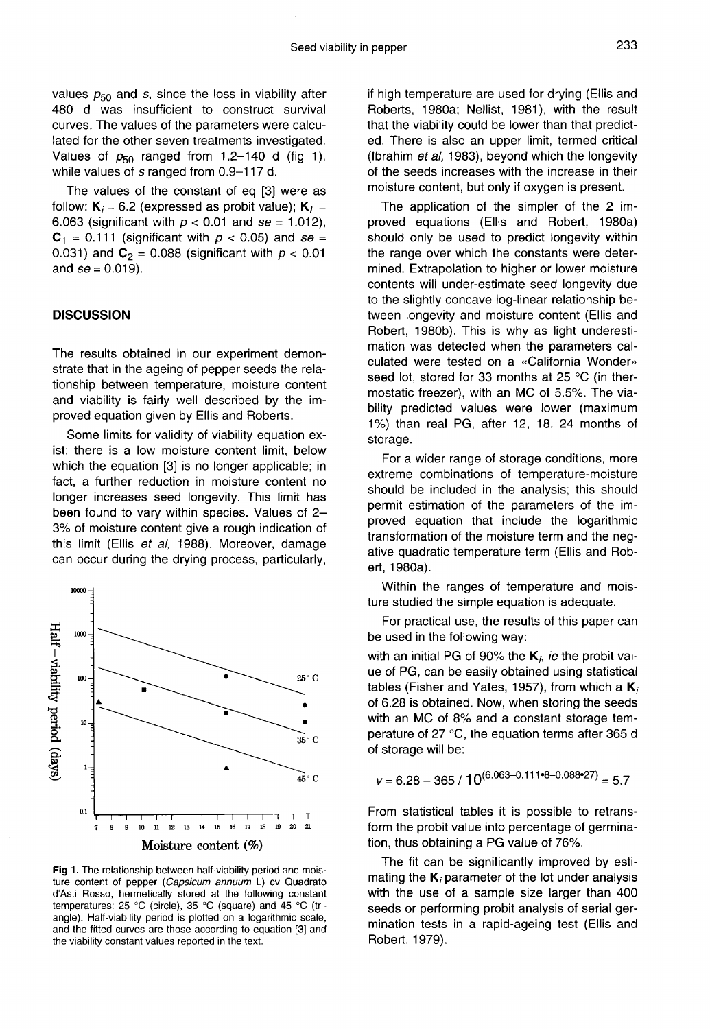values $p_{50}$ and $s$, since the loss in viability after 480 d was insufficient to construct survival curves. The values of the parameters were calculated for the other seven treatments investigated. Values of $p_{50}$ ranged from 1.2–140 d (fig 1), while values of $s$ ranged from 0.9–117 d.

The values of the constant of eq [3] were as follow: $\mathbf{K}_i = 6.2$ (expressed as probit value); $\mathbf{K}_L = 6.063$ (significant with $p < 0.01$ and $se = 1.012$), $\mathbf{C}_1 = 0.111$ (significant with $p < 0.05$) and $se = 0.031$) and $\mathbf{C}_2 = 0.088$ (significant with $p < 0.01$ and $se = 0.019$).

## DISCUSSION

The results obtained in our experiment demonstrate that in the ageing of pepper seeds the relationship between temperature, moisture content and viability is fairly well described by the improved equation given by Ellis and Roberts.

Some limits for validity of viability equation exist: there is a low moisture content limit, below which the equation [3] is no longer applicable; in fact, a further reduction in moisture content no longer increases seed longevity. This limit has been found to vary within species. Values of 2–3% of moisture content give a rough indication of this limit (Ellis *et al*, 1988). Moreover, damage can occur during the drying process, particularly, if high temperature are used for drying (Ellis and Roberts, 1980a; Nellist, 1981), with the result that the viability could be lower than that predicted. There is also an upper limit, termed critical (Ibrahim *et al*, 1983), beyond which the longevity of the seeds increases with the increase in their moisture content, but only if oxygen is present.

The application of the simpler of the 2 improved equations (Ellis and Robert, 1980a) should only be used to predict longevity within the range over which the constants were determined. Extrapolation to higher or lower moisture contents will under-estimate seed longevity due to the slightly concave log-linear relationship between longevity and moisture content (Ellis and Robert, 1980b). This is why as light underestimation was detected when the parameters calculated were tested on a «California Wonder» seed lot, stored for 33 months at 25 °C (in thermostatic freezer), with an MC of 5.5%. The viability predicted values were lower (maximum 1%) than real PG, after 12, 18, 24 months of storage.

For a wider range of storage conditions, more extreme combinations of temperature-moisture should be included in the analysis; this should permit estimation of the parameters of the improved equation that include the logarithmic transformation of the moisture term and the negative quadratic temperature term (Ellis and Robert, 1980a).

Within the ranges of temperature and moisture studied the simple equation is adequate.

For practical use, the results of this paper can be used in the following way:

with an initial PG of 90% the $\mathbf{K}_i$, *ie* the probit value of PG, can be easily obtained using statistical tables (Fisher and Yates, 1957), from which a $\mathbf{K}_i$ of 6.28 is obtained. Now, when storing the seeds with an MC of 8% and a constant storage temperature of 27 °C, the equation terms after 365 d of storage will be:

$$v = 6.28 - 365 / 10^{(6.063 - 0.111 \cdot 8 - 0.088 \cdot 27)} = 5.7$$

From statistical tables it is possible to retransform the probit value into percentage of germination, thus obtaining a PG value of 76%.

The fit can be significantly improved by estimating the $\mathbf{K}_i$ parameter of the lot under analysis with the use of a sample size larger than 400 seeds or performing probit analysis of serial germination tests in a rapid-ageing test (Ellis and Robert, 1979).

**Fig 1.** The relationship between half-viability period and moisture content of pepper (*Capsicum annuum* L) cv Quadrato d'Asti Rosso, hermetically stored at the following constant temperatures: 25 °C (circle), 35 °C (square) and 45 °C (triangle). Half-viability period is plotted on a logarithmic scale, and the fitted curves are those according to equation [3] and the viability constant values reported in the text.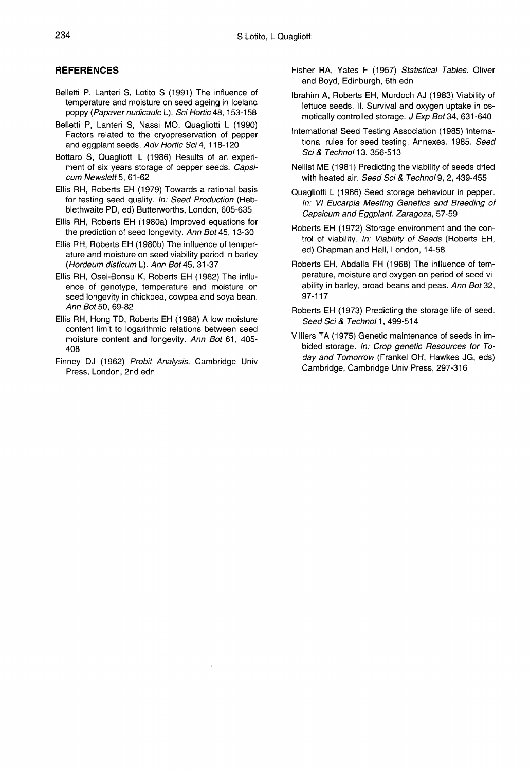## REFERENCES

Belletti P, Lanteri S, Lotito S (1991) The influence of temperature and moisture on seed ageing in Iceland poppy (*Papaver nudicaule* L). *Sci Hortic* 48, 153-158

Belletti P, Lanteri S, Nassi MO, Quagliotti L (1990) Factors related to the cryopreservation of pepper and eggplant seeds. *Adv Hortic Sci* 4, 118-120

Bottaro S, Quagliotti L (1986) Results of an experiment of six years storage of pepper seeds. *Capsicum Newslett* 5, 61-62

Ellis RH, Roberts EH (1979) Towards a rational basis for testing seed quality. *In: Seed Production* (Hebblethwaite PD, ed) Butterworths, London, 605-635

Ellis RH, Roberts EH (1980a) Improved equations for the prediction of seed longevity. *Ann Bot* 45, 13-30

Ellis RH, Roberts EH (1980b) The influence of temperature and moisture on seed viability period in barley (*Hordeum disticum* L). *Ann Bot* 45, 31-37

Ellis RH, Osei-Bonsu K, Roberts EH (1982) The influence of genotype, temperature and moisture on seed longevity in chickpea, cowpea and soya bean. *Ann Bot* 50, 69-82

Ellis RH, Hong TD, Roberts EH (1988) A low moisture content limit to logarithmic relations between seed moisture content and longevity. *Ann Bot* 61, 405-408

Finney DJ (1962) *Probit Analysis.* Cambridge Univ Press, London, 2nd edn

Fisher RA, Yates F (1957) *Statistical Tables.* Oliver and Boyd, Edinburgh, 6th edn

Ibrahim A, Roberts EH, Murdoch AJ (1983) Viability of lettuce seeds. II. Survival and oxygen uptake in osmotically controlled storage. *J Exp Bot* 34, 631-640

International Seed Testing Association (1985) International rules for seed testing. Annexes. 1985. *Seed Sci & Technol* 13, 356-513

Nellist ME (1981) Predicting the viability of seeds dried with heated air. *Seed Sci & Technol* 9, 2, 439-455

Quagliotti L (1986) Seed storage behaviour in pepper. *In: VI Eucarpia Meeting Genetics and Breeding of Capsicum and Eggplant. Zaragoza*, 57-59

Roberts EH (1972) Storage environment and the control of viability. *In: Viability of Seeds* (Roberts EH, ed) Chapman and Hall, London, 14-58

Roberts EH, Abdalla FH (1968) The influence of temperature, moisture and oxygen on period of seed viability in barley, broad beans and peas. *Ann Bot* 32, 97-117

Roberts EH (1973) Predicting the storage life of seed. *Seed Sci & Technol* 1, 499-514

Villiers TA (1975) Genetic maintenance of seeds in imbided storage. *In: Crop genetic Resources for Today and Tomorrow* (Frankel OH, Hawkes JG, eds) Cambridge, Cambridge Univ Press, 297-316